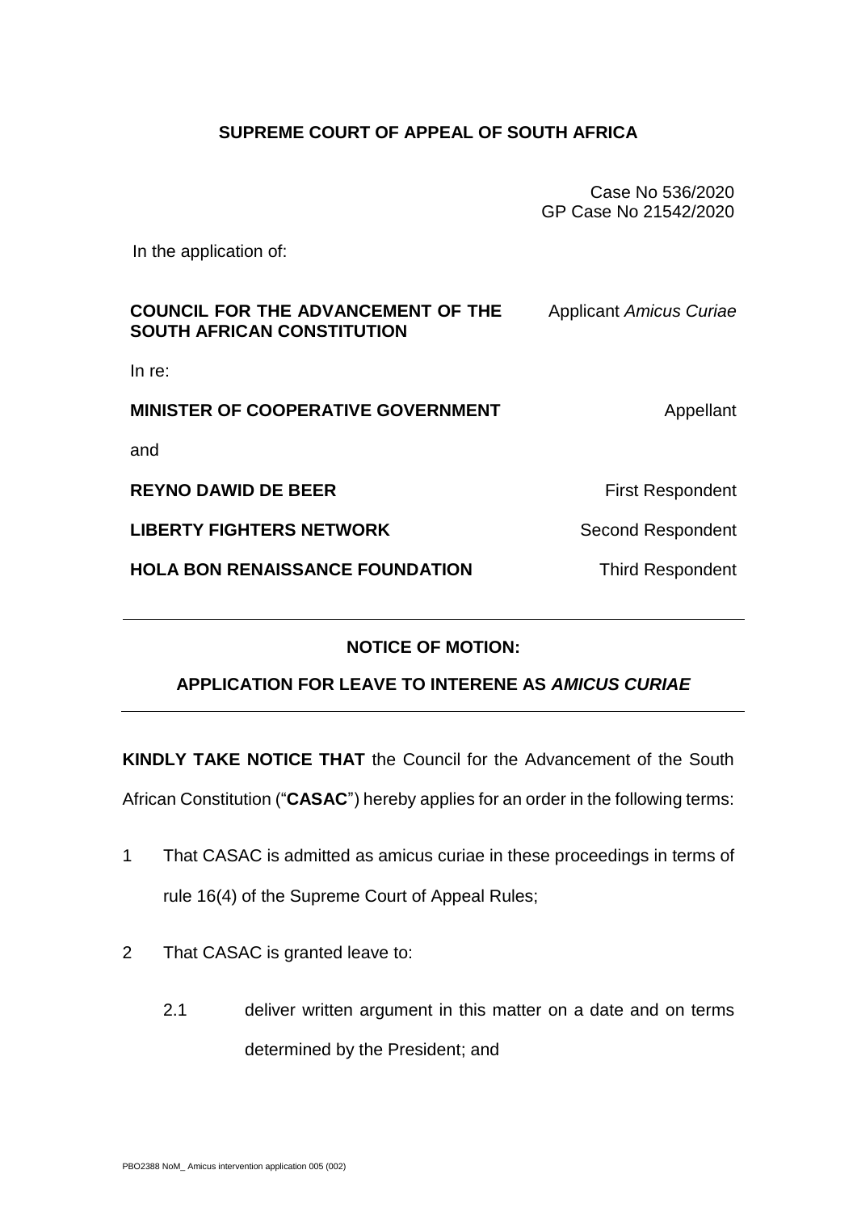**SUPREME COURT OF APPEAL OF SOUTH AFRICA**

Case No 536/2020
GP Case No 21542/2020

In the application of:

| | |
|---|---|
| **COUNCIL FOR THE ADVANCEMENT OF THE SOUTH AFRICAN CONSTITUTION** | Applicant *Amicus Curiae* |

In re:

| | |
|---|---|
| **MINISTER OF COOPERATIVE GOVERNMENT** | Appellant |

and

| | |
|---|---|
| **REYNO DAWID DE BEER** | First Respondent |
| **LIBERTY FIGHTERS NETWORK** | Second Respondent |
| **HOLA BON RENAISSANCE FOUNDATION** | Third Respondent |

---

**NOTICE OF MOTION:**

**APPLICATION FOR LEAVE TO INTERENE AS *AMICUS CURIAE***

---

**KINDLY TAKE NOTICE THAT** the Council for the Advancement of the South African Constitution ("**CASAC**") hereby applies for an order in the following terms:

1 That CASAC is admitted as amicus curiae in these proceedings in terms of rule 16(4) of the Supreme Court of Appeal Rules;

2 That CASAC is granted leave to:

 2.1 deliver written argument in this matter on a date and on terms determined by the President; and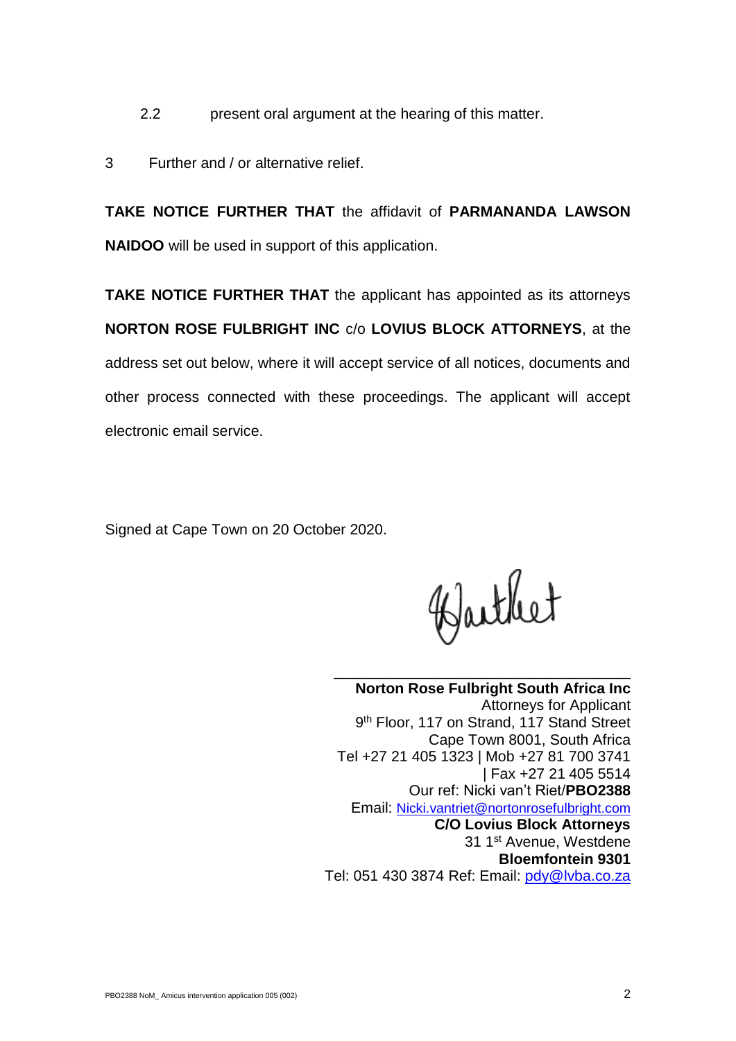2.2 present oral argument at the hearing of this matter.

3 Further and / or alternative relief.

**TAKE NOTICE FURTHER THAT** the affidavit of **PARMANANDA LAWSON NAIDOO** will be used in support of this application.

**TAKE NOTICE FURTHER THAT** the applicant has appointed as its attorneys **NORTON ROSE FULBRIGHT INC** c/o **LOVIUS BLOCK ATTORNEYS**, at the address set out below, where it will accept service of all notices, documents and other process connected with these proceedings. The applicant will accept electronic email service.

Signed at Cape Town on 20 October 2020.

\_\_\_\_\_\_\_\_\_\_\_\_\_\_\_\_\_\_\_\_\_\_\_\_\_\_\_\_\_\_\_\_\_\_\_\_

**Norton Rose Fulbright South Africa Inc**
Attorneys for Applicant
9th Floor, 117 on Strand, 117 Stand Street
Cape Town 8001, South Africa
Tel +27 21 405 1323 | Mob +27 81 700 3741
| Fax +27 21 405 5514
Our ref: Nicki van't Riet/**PBO2388**
Email: Nicki.vantriet@nortonrosefulbright.com
**C/O Lovius Block Attorneys**
31 1st Avenue, Westdene
**Bloemfontein 9301**
Tel: 051 430 3874 Ref: Email: pdy@lvba.co.za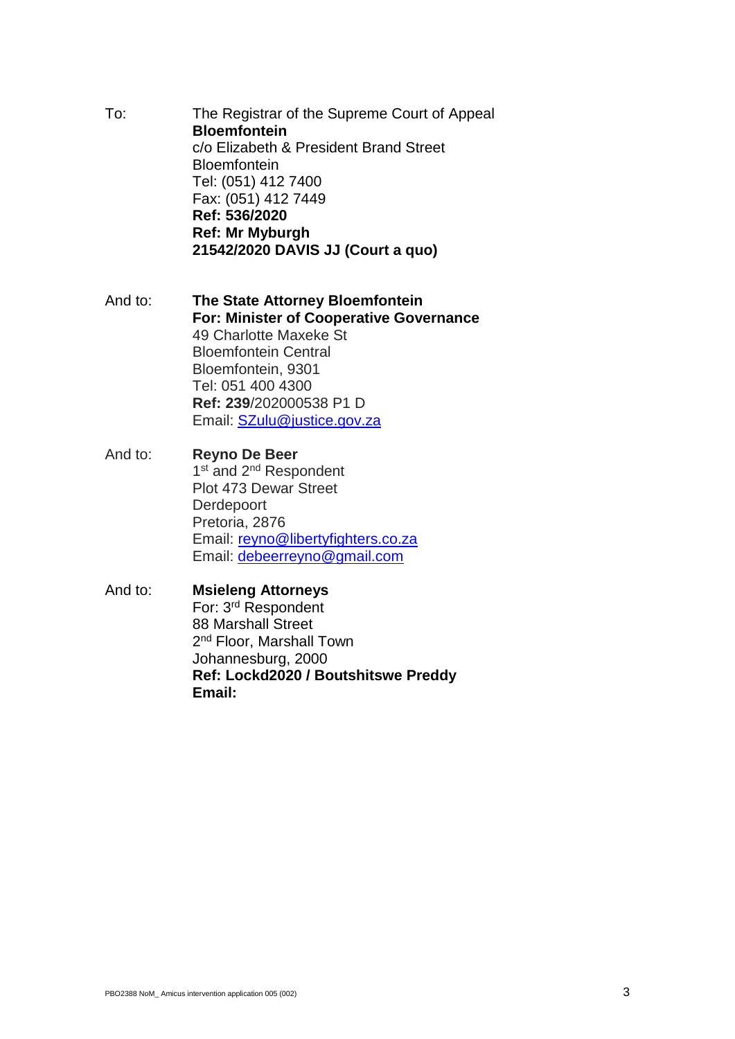To: The Registrar of the Supreme Court of Appeal
**Bloemfontein**
c/o Elizabeth & President Brand Street
Bloemfontein
Tel: (051) 412 7400
Fax: (051) 412 7449
**Ref: 536/2020**
**Ref: Mr Myburgh**
**21542/2020 DAVIS JJ (Court a quo)**

And to: **The State Attorney Bloemfontein**
**For: Minister of Cooperative Governance**
49 Charlotte Maxeke St
Bloemfontein Central
Bloemfontein, 9301
Tel: 051 400 4300
**Ref: 239**/202000538 P1 D
Email: SZulu@justice.gov.za

And to: **Reyno De Beer**
1st and 2nd Respondent
Plot 473 Dewar Street
Derdepoort
Pretoria, 2876
Email: reyno@libertyfighters.co.za
Email: debeerreyno@gmail.com

And to: **Msieleng Attorneys**
For: 3rd Respondent
88 Marshall Street
2nd Floor, Marshall Town
Johannesburg, 2000
**Ref: Lockd2020 / Boutshitswe Preddy**
**Email:**